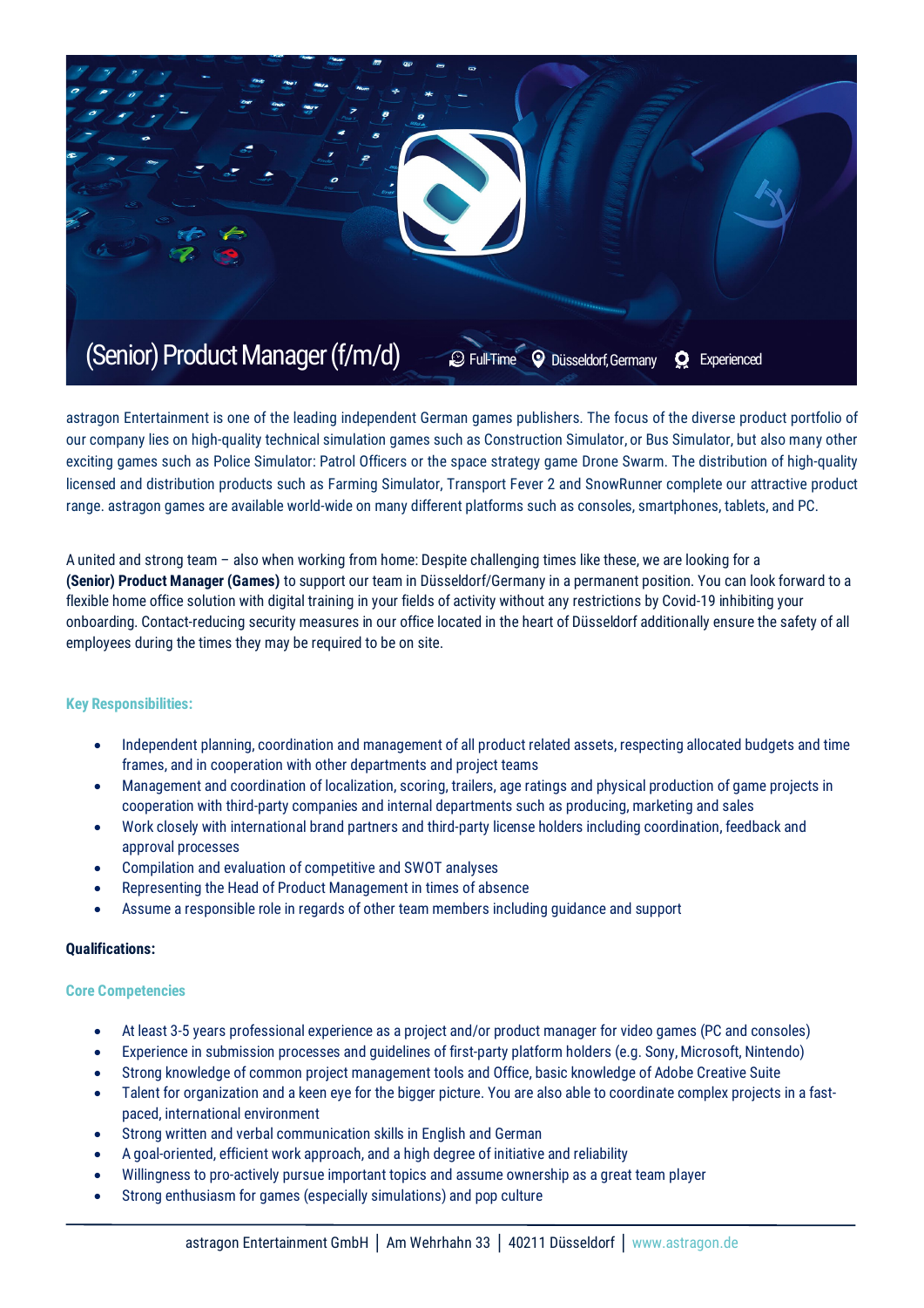# (Senior) Product Manager (f/m/d)

Full-Time | Düsseldorf, Germany | Experienced

astragon Entertainment is one of the leading independent German games publishers. The focus of the diverse product portfolio of our company lies on high-quality technical simulation games such as Construction Simulator, or Bus Simulator, but also many other exciting games such as Police Simulator: Patrol Officers or the space strategy game Drone Swarm. The distribution of high-quality licensed and distribution products such as Farming Simulator, Transport Fever 2 and SnowRunner complete our attractive product range. astragon games are available world-wide on many different platforms such as consoles, smartphones, tablets, and PC.

A united and strong team – also when working from home: Despite challenging times like these, we are looking for a **(Senior) Product Manager (Games)** to support our team in Düsseldorf/Germany in a permanent position. You can look forward to a flexible home office solution with digital training in your fields of activity without any restrictions by Covid-19 inhibiting your onboarding. Contact-reducing security measures in our office located in the heart of Düsseldorf additionally ensure the safety of all employees during the times they may be required to be on site.

### Key Responsibilities:

- Independent planning, coordination and management of all product related assets, respecting allocated budgets and time frames, and in cooperation with other departments and project teams
- Management and coordination of localization, scoring, trailers, age ratings and physical production of game projects in cooperation with third-party companies and internal departments such as producing, marketing and sales
- Work closely with international brand partners and third-party license holders including coordination, feedback and approval processes
- Compilation and evaluation of competitive and SWOT analyses
- Representing the Head of Product Management in times of absence
- Assume a responsible role in regards of other team members including guidance and support

### Qualifications:

#### Core Competencies

- At least 3-5 years professional experience as a project and/or product manager for video games (PC and consoles)
- Experience in submission processes and guidelines of first-party platform holders (e.g. Sony, Microsoft, Nintendo)
- Strong knowledge of common project management tools and Office, basic knowledge of Adobe Creative Suite
- Talent for organization and a keen eye for the bigger picture. You are also able to coordinate complex projects in a fast-paced, international environment
- Strong written and verbal communication skills in English and German
- A goal-oriented, efficient work approach, and a high degree of initiative and reliability
- Willingness to pro-actively pursue important topics and assume ownership as a great team player
- Strong enthusiasm for games (especially simulations) and pop culture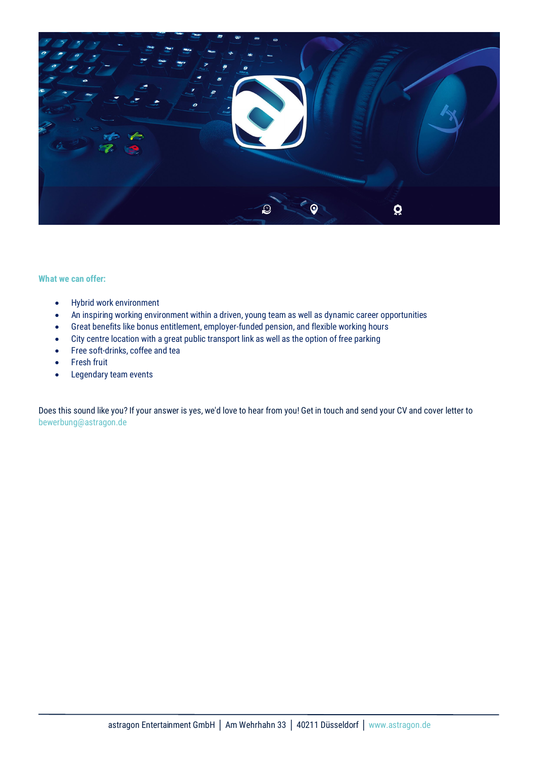**What we can offer:**

- Hybrid work environment
- An inspiring working environment within a driven, young team as well as dynamic career opportunities
- Great benefits like bonus entitlement, employer-funded pension, and flexible working hours
- City centre location with a great public transport link as well as the option of free parking
- Free soft-drinks, coffee and tea
- Fresh fruit
- Legendary team events

Does this sound like you? If your answer is yes, we'd love to hear from you! Get in touch and send your CV and cover letter to bewerbung@astragon.de

astragon Entertainment GmbH | Am Wehrhahn 33 | 40211 Düsseldorf | www.astragon.de